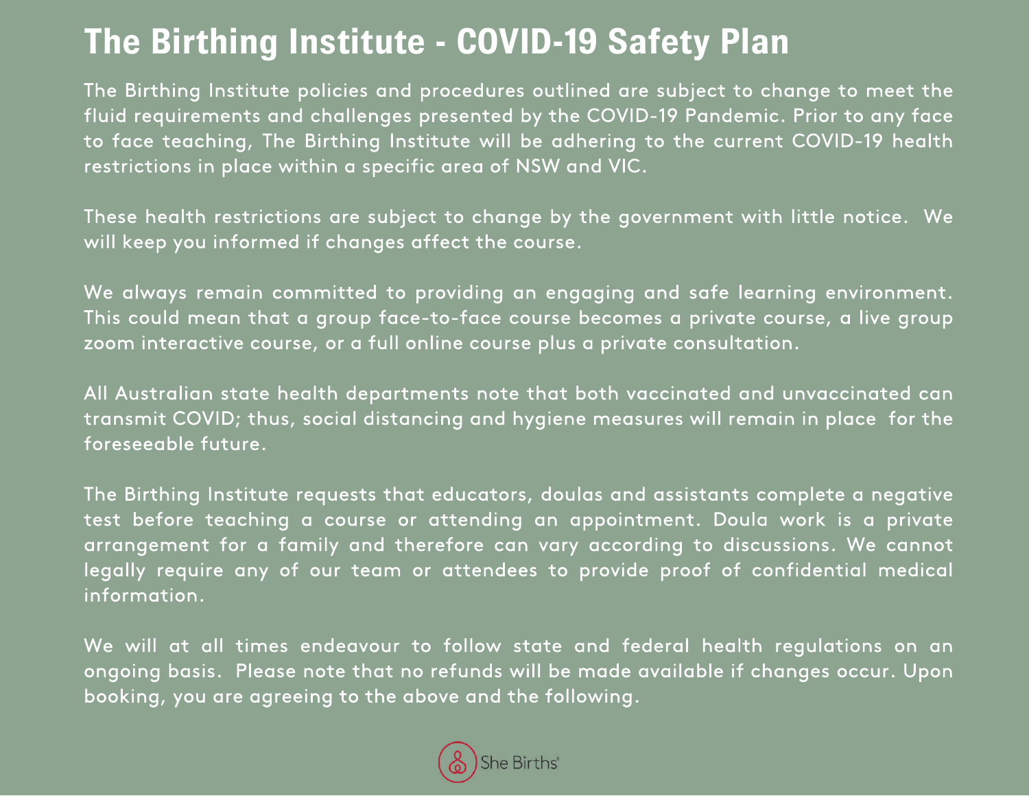# The Birthing Institute - COVID-19 Safety Plan

The Birthing Institute policies and procedures outlined are subject to change to meet the fluid requirements and challenges presented by the COVID-19 Pandemic. Prior to any face to face teaching, The Birthing Institute will be adhering to the current COVID-19 health restrictions in place within a specific area of NSW and VIC.

These health restrictions are subject to change by the government with little notice. We will keep you informed if changes affect the course.

We always remain committed to providing an engaging and safe learning environment. This could mean that a group face-to-face course becomes a private course, a live group zoom interactive course, or a full online course plus a private consultation.

All Australian state health departments note that both vaccinated and unvaccinated can transmit COVID; thus, social distancing and hygiene measures will remain in place for the foreseeable future.

The Birthing Institute requests that educators, doulas and assistants complete a negative test before teaching a course or attending an appointment. Doula work is a private arrangement for a family and therefore can vary according to discussions. We cannot legally require any of our team or attendees to provide proof of confidential medical information.

We will at all times endeavour to follow state and federal health regulations on an ongoing basis. Please note that no refunds will be made available if changes occur. Upon booking, you are agreeing to the above and the following.

She Births®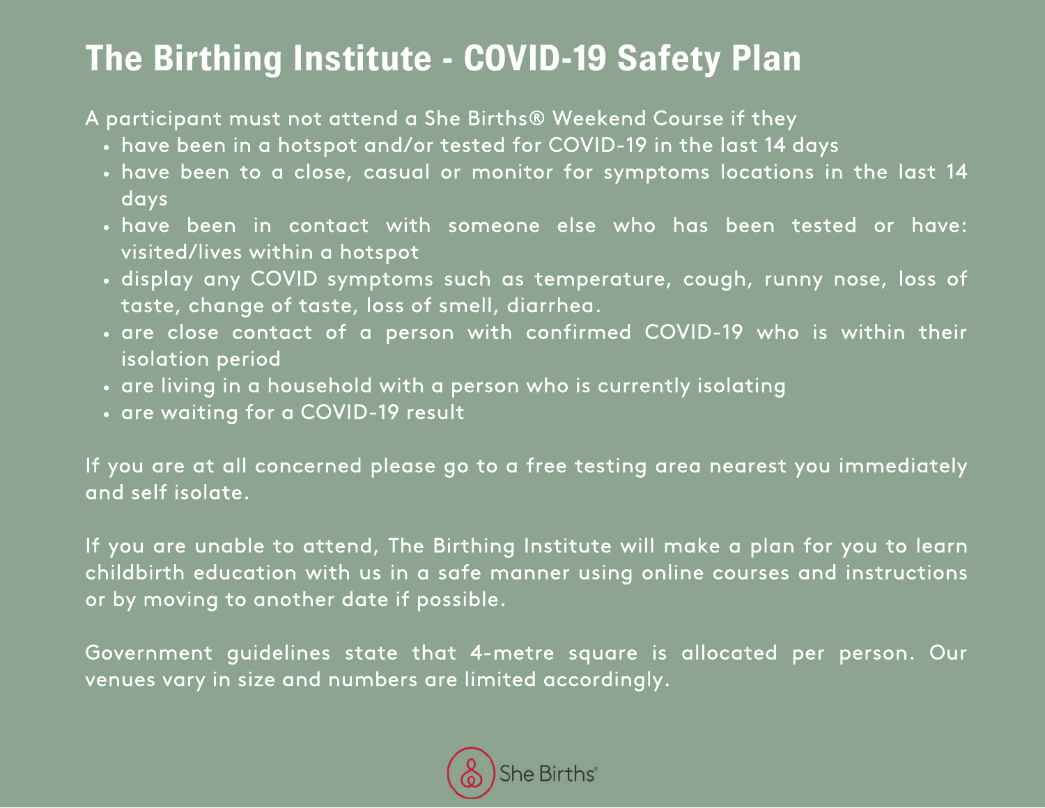# The Birthing Institute - COVID-19 Safety Plan

A participant must not attend a She Births® Weekend Course if they

- have been in a hotspot and/or tested for COVID-19 in the last 14 days
- have been to a close, casual or monitor for symptoms locations in the last 14 days
- have been in contact with someone else who has been tested or have: visited/lives within a hotspot
- display any COVID symptoms such as temperature, cough, runny nose, loss of taste, change of taste, loss of smell, diarrhea.
- are close contact of a person with confirmed COVID-19 who is within their isolation period
- are living in a household with a person who is currently isolating
- are waiting for a COVID-19 result

If you are at all concerned please go to a free testing area nearest you immediately and self isolate.

If you are unable to attend, The Birthing Institute will make a plan for you to learn childbirth education with us in a safe manner using online courses and instructions or by moving to another date if possible.

Government guidelines state that 4-metre square is allocated per person. Our venues vary in size and numbers are limited accordingly.

She Births®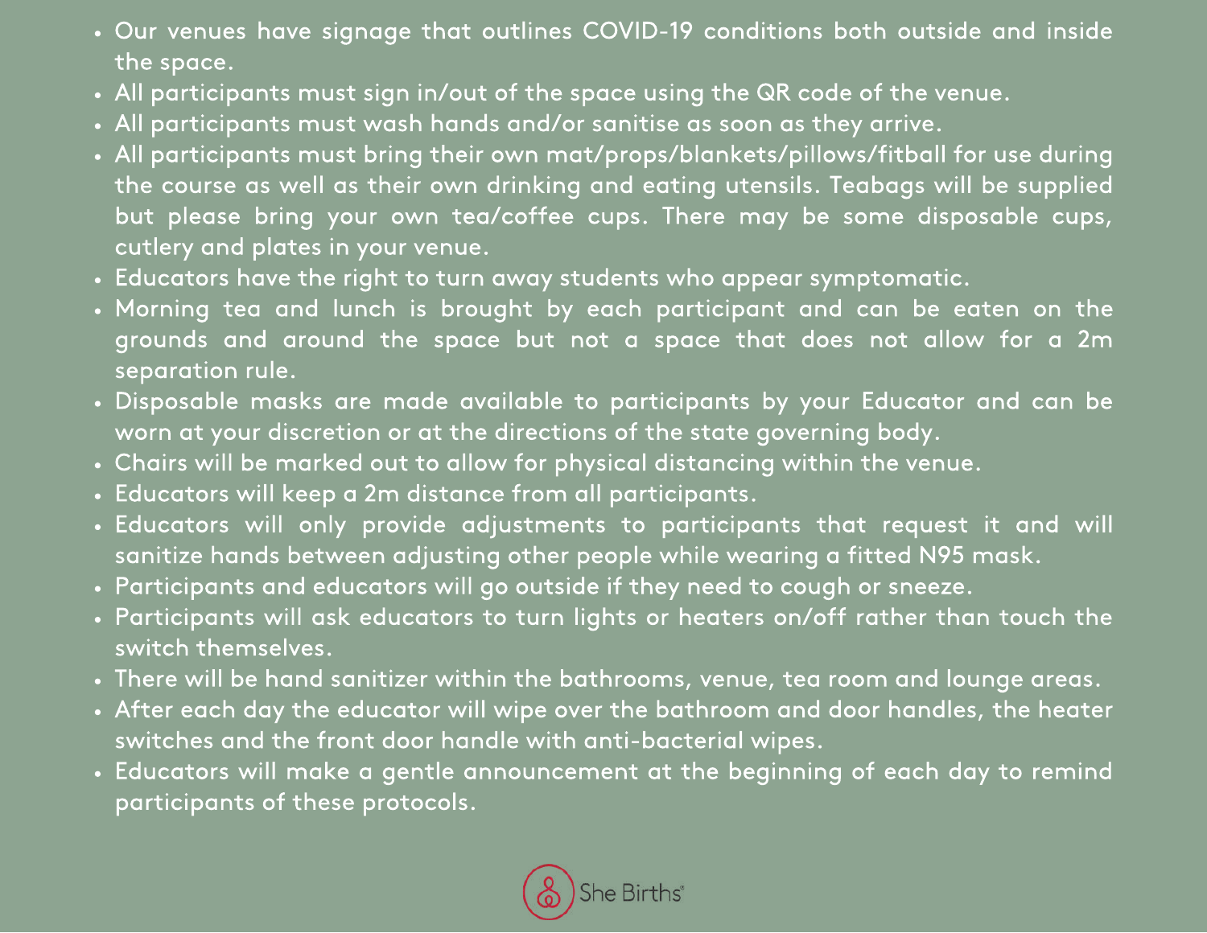- Our venues have signage that outlines COVID-19 conditions both outside and inside the space.
- All participants must sign in/out of the space using the QR code of the venue.
- All participants must wash hands and/or sanitise as soon as they arrive.
- All participants must bring their own mat/props/blankets/pillows/fitball for use during the course as well as their own drinking and eating utensils. Teabags will be supplied but please bring your own tea/coffee cups. There may be some disposable cups, cutlery and plates in your venue.
- Educators have the right to turn away students who appear symptomatic.
- Morning tea and lunch is brought by each participant and can be eaten on the grounds and around the space but not a space that does not allow for a 2m separation rule.
- Disposable masks are made available to participants by your Educator and can be worn at your discretion or at the directions of the state governing body.
- Chairs will be marked out to allow for physical distancing within the venue.
- Educators will keep a 2m distance from all participants.
- Educators will only provide adjustments to participants that request it and will sanitize hands between adjusting other people while wearing a fitted N95 mask.
- Participants and educators will go outside if they need to cough or sneeze.
- Participants will ask educators to turn lights or heaters on/off rather than touch the switch themselves.
- There will be hand sanitizer within the bathrooms, venue, tea room and lounge areas.
- After each day the educator will wipe over the bathroom and door handles, the heater switches and the front door handle with anti-bacterial wipes.
- Educators will make a gentle announcement at the beginning of each day to remind participants of these protocols.

She Births®